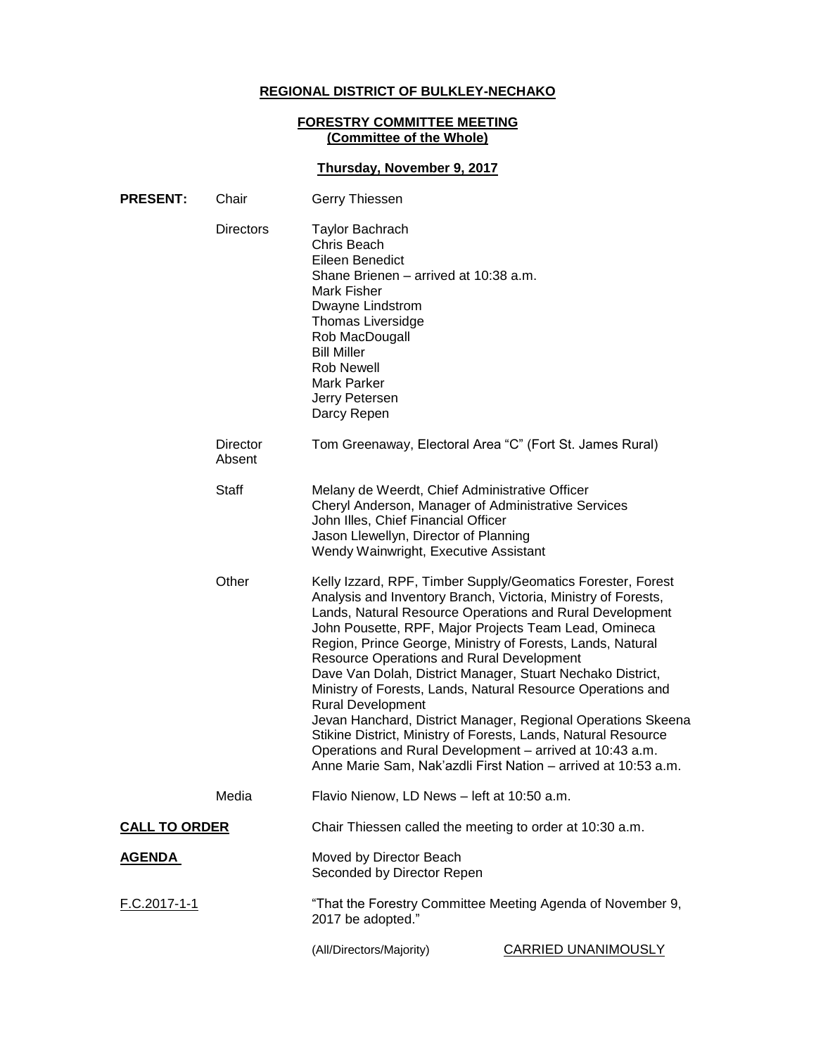**REGIONAL DISTRICT OF BULKLEY-NECHAKO**

**FORESTRY COMMITTEE MEETING**
**(Committee of the Whole)**

**Thursday, November 9, 2017**

**PRESENT:**

Chair: Gerry Thiessen

Directors:
Taylor Bachrach
Chris Beach
Eileen Benedict
Shane Brienen – arrived at 10:38 a.m.
Mark Fisher
Dwayne Lindstrom
Thomas Liversidge
Rob MacDougall
Bill Miller
Rob Newell
Mark Parker
Jerry Petersen
Darcy Repen

Director Absent: Tom Greenaway, Electoral Area "C" (Fort St. James Rural)

Staff:
Melany de Weerdt, Chief Administrative Officer
Cheryl Anderson, Manager of Administrative Services
John Illes, Chief Financial Officer
Jason Llewellyn, Director of Planning
Wendy Wainwright, Executive Assistant

Other:
Kelly Izzard, RPF, Timber Supply/Geomatics Forester, Forest Analysis and Inventory Branch, Victoria, Ministry of Forests, Lands, Natural Resource Operations and Rural Development
John Pousette, RPF, Major Projects Team Lead, Omineca Region, Prince George, Ministry of Forests, Lands, Natural Resource Operations and Rural Development
Dave Van Dolah, District Manager, Stuart Nechako District, Ministry of Forests, Lands, Natural Resource Operations and Rural Development
Jevan Hanchard, District Manager, Regional Operations Skeena Stikine District, Ministry of Forests, Lands, Natural Resource Operations and Rural Development – arrived at 10:43 a.m.
Anne Marie Sam, Nak'azdli First Nation – arrived at 10:53 a.m.

Media: Flavio Nienow, LD News – left at 10:50 a.m.

**CALL TO ORDER**

Chair Thiessen called the meeting to order at 10:30 a.m.

**AGENDA**

Moved by Director Beach
Seconded by Director Repen

F.C.2017-1-1

"That the Forestry Committee Meeting Agenda of November 9, 2017 be adopted."

(All/Directors/Majority) CARRIED UNANIMOUSLY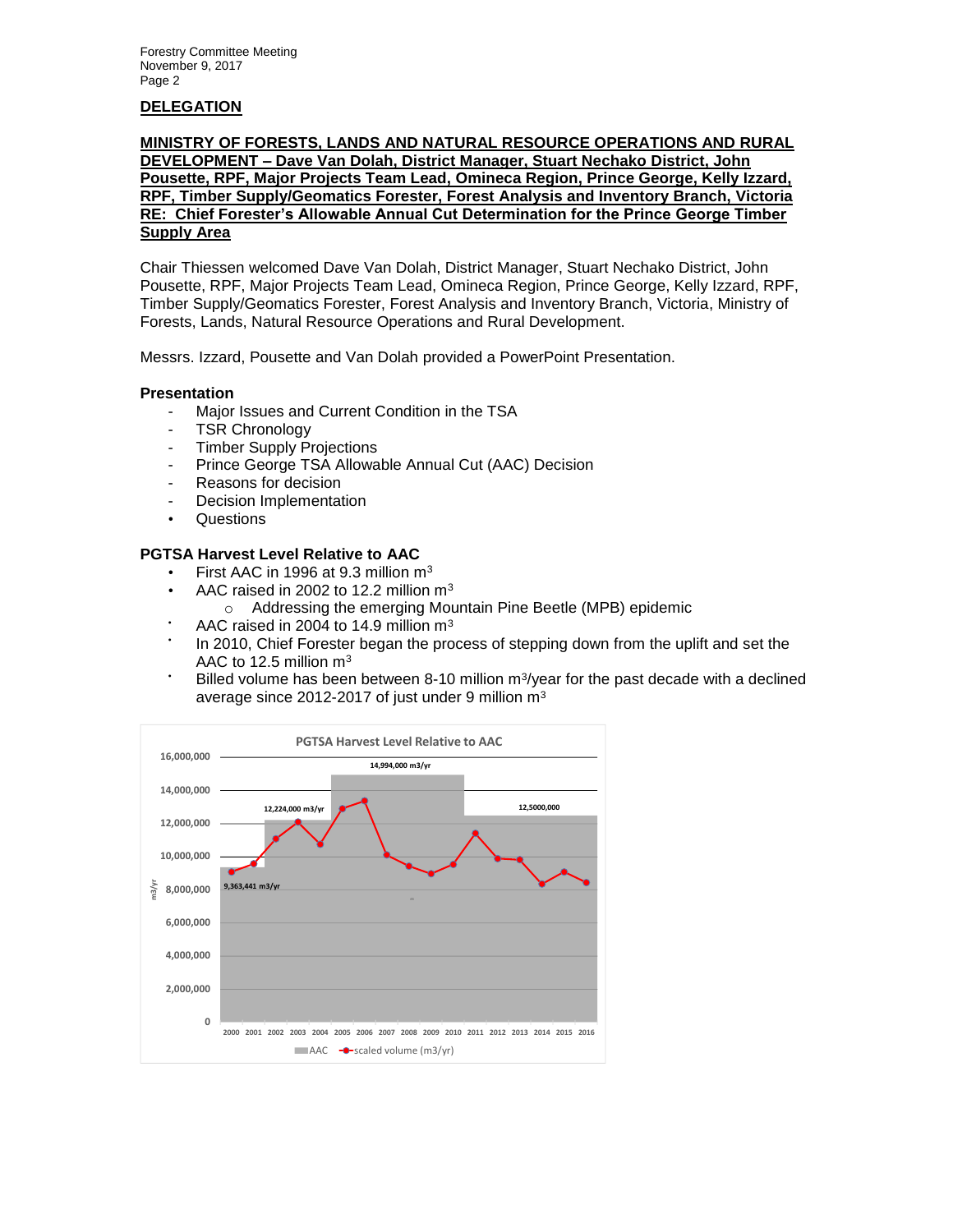## DELEGATION

**MINISTRY OF FORESTS, LANDS AND NATURAL RESOURCE OPERATIONS AND RURAL DEVELOPMENT – Dave Van Dolah, District Manager, Stuart Nechako District, John Pousette, RPF, Major Projects Team Lead, Omineca Region, Prince George, Kelly Izzard, RPF, Timber Supply/Geomatics Forester, Forest Analysis and Inventory Branch, Victoria RE: Chief Forester's Allowable Annual Cut Determination for the Prince George Timber Supply Area**

Chair Thiessen welcomed Dave Van Dolah, District Manager, Stuart Nechako District, John Pousette, RPF, Major Projects Team Lead, Omineca Region, Prince George, Kelly Izzard, RPF, Timber Supply/Geomatics Forester, Forest Analysis and Inventory Branch, Victoria, Ministry of Forests, Lands, Natural Resource Operations and Rural Development.

Messrs. Izzard, Pousette and Van Dolah provided a PowerPoint Presentation.

### Presentation

- Major Issues and Current Condition in the TSA
- TSR Chronology
- Timber Supply Projections
- Prince George TSA Allowable Annual Cut (AAC) Decision
- Reasons for decision
- Decision Implementation
- Questions

### PGTSA Harvest Level Relative to AAC

- First AAC in 1996 at 9.3 million m$^3$
- AAC raised in 2002 to 12.2 million m$^3$
  - Addressing the emerging Mountain Pine Beetle (MPB) epidemic
- AAC raised in 2004 to 14.9 million m$^3$
- In 2010, Chief Forester began the process of stepping down from the uplift and set the AAC to 12.5 million m$^3$
- Billed volume has been between 8-10 million m$^3$/year for the past decade with a declined average since 2012-2017 of just under 9 million m$^3$

**PGTSA Harvest Level Relative to AAC**

(Chart: AAC and scaled volume (m3/yr), 2000–2016; AAC levels labelled 9,363,441 m3/yr; 12,224,000 m3/yr; 14,994,000 m3/yr; 12,5000,000)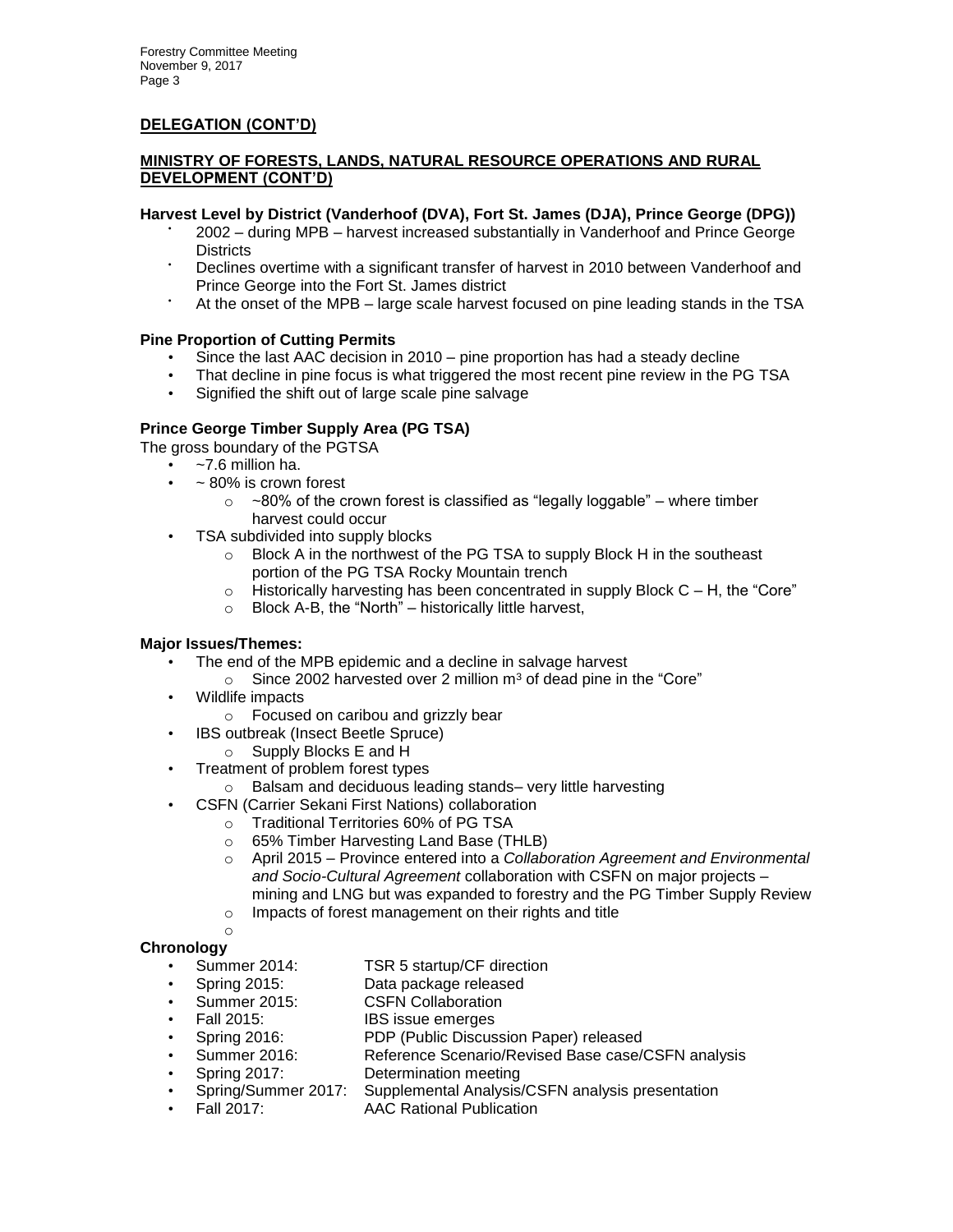## DELEGATION (CONT'D)

### MINISTRY OF FORESTS, LANDS, NATURAL RESOURCE OPERATIONS AND RURAL DEVELOPMENT (CONT'D)

**Harvest Level by District (Vanderhoof (DVA), Fort St. James (DJA), Prince George (DPG))**

- 2002 – during MPB – harvest increased substantially in Vanderhoof and Prince George Districts
- Declines overtime with a significant transfer of harvest in 2010 between Vanderhoof and Prince George into the Fort St. James district
- At the onset of the MPB – large scale harvest focused on pine leading stands in the TSA

**Pine Proportion of Cutting Permits**

- Since the last AAC decision in 2010 – pine proportion has had a steady decline
- That decline in pine focus is what triggered the most recent pine review in the PG TSA
- Signified the shift out of large scale pine salvage

**Prince George Timber Supply Area (PG TSA)**

The gross boundary of the PGTSA

- ~7.6 million ha.
- ~ 80% is crown forest
    - ~80% of the crown forest is classified as "legally loggable" – where timber harvest could occur
- TSA subdivided into supply blocks
    - Block A in the northwest of the PG TSA to supply Block H in the southeast portion of the PG TSA Rocky Mountain trench
    - Historically harvesting has been concentrated in supply Block C – H, the "Core"
    - Block A-B, the "North" – historically little harvest,

**Major Issues/Themes:**

- The end of the MPB epidemic and a decline in salvage harvest
    - Since 2002 harvested over 2 million m$^3$ of dead pine in the "Core"
- Wildlife impacts
    - Focused on caribou and grizzly bear
- IBS outbreak (Insect Beetle Spruce)
    - Supply Blocks E and H
- Treatment of problem forest types
    - Balsam and deciduous leading stands– very little harvesting
- CSFN (Carrier Sekani First Nations) collaboration
    - Traditional Territories 60% of PG TSA
    - 65% Timber Harvesting Land Base (THLB)
    - April 2015 – Province entered into a *Collaboration Agreement and Environmental and Socio-Cultural Agreement* collaboration with CSFN on major projects – mining and LNG but was expanded to forestry and the PG Timber Supply Review
    - Impacts of forest management on their rights and title

**Chronology**

- Summer 2014: TSR 5 startup/CF direction
- Spring 2015: Data package released
- Summer 2015: CSFN Collaboration
- Fall 2015: IBS issue emerges
- Spring 2016: PDP (Public Discussion Paper) released
- Summer 2016: Reference Scenario/Revised Base case/CSFN analysis
- Spring 2017: Determination meeting
- Spring/Summer 2017: Supplemental Analysis/CSFN analysis presentation
- Fall 2017: AAC Rational Publication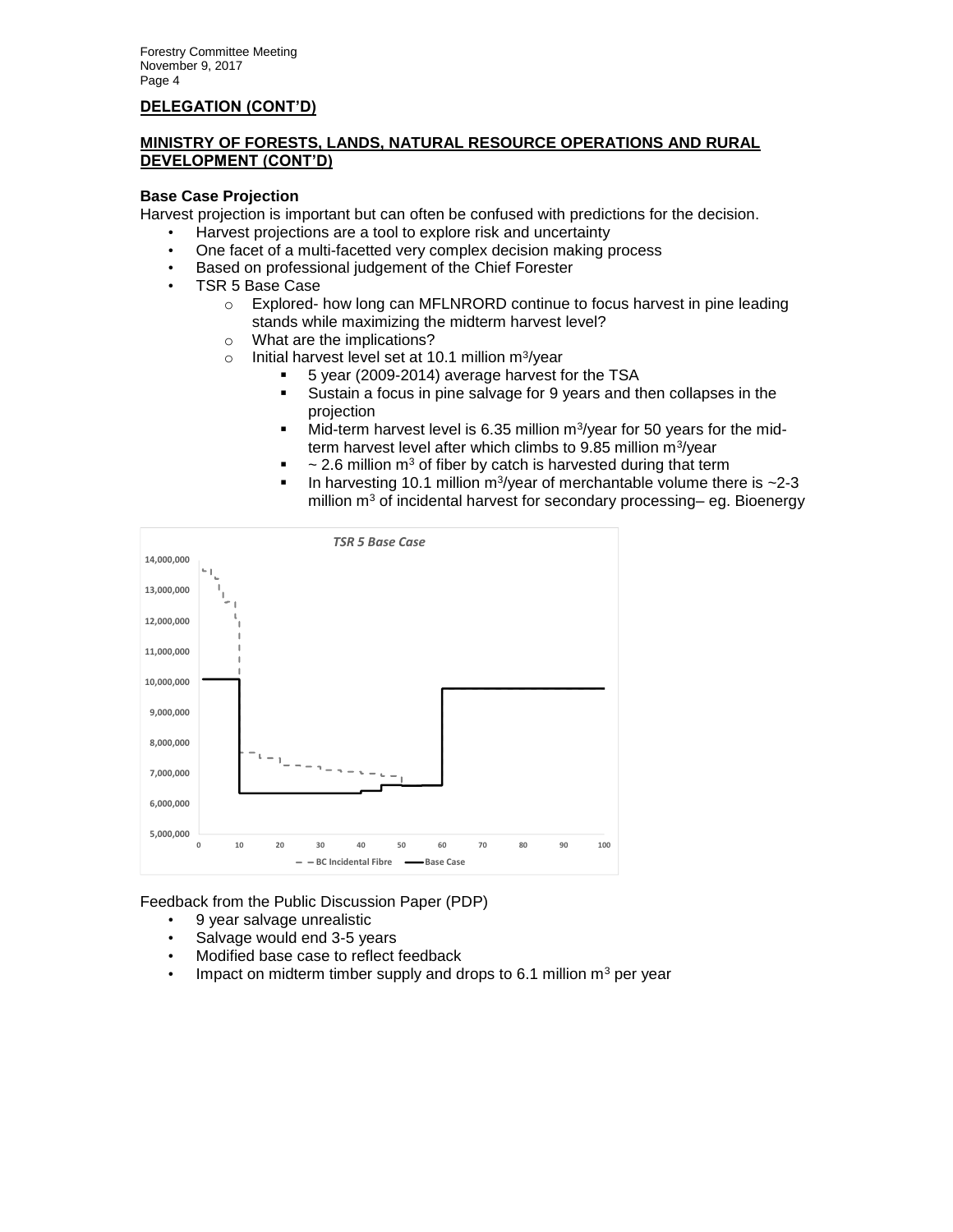## DELEGATION (CONT'D)

### MINISTRY OF FORESTS, LANDS, NATURAL RESOURCE OPERATIONS AND RURAL DEVELOPMENT (CONT'D)

**Base Case Projection**

Harvest projection is important but can often be confused with predictions for the decision.

- Harvest projections are a tool to explore risk and uncertainty
- One facet of a multi-facetted very complex decision making process
- Based on professional judgement of the Chief Forester
- TSR 5 Base Case
  - Explored- how long can MFLNRORD continue to focus harvest in pine leading stands while maximizing the midterm harvest level?
  - What are the implications?
  - Initial harvest level set at 10.1 million $m^3$/year
    - 5 year (2009-2014) average harvest for the TSA
    - Sustain a focus in pine salvage for 9 years and then collapses in the projection
    - Mid-term harvest level is 6.35 million $m^3$/year for 50 years for the mid-term harvest level after which climbs to 9.85 million $m^3$/year
    - ~ 2.6 million $m^3$ of fiber by catch is harvested during that term
    - In harvesting 10.1 million $m^3$/year of merchantable volume there is ~2-3 million $m^3$ of incidental harvest for secondary processing– eg. Bioenergy

*TSR 5 Base Case*

(Chart: y-axis 5,000,000–14,000,000; x-axis 0–100; legend: BC Incidental Fibre, Base Case)

Feedback from the Public Discussion Paper (PDP)

- 9 year salvage unrealistic
- Salvage would end 3-5 years
- Modified base case to reflect feedback
- Impact on midterm timber supply and drops to 6.1 million $m^3$ per year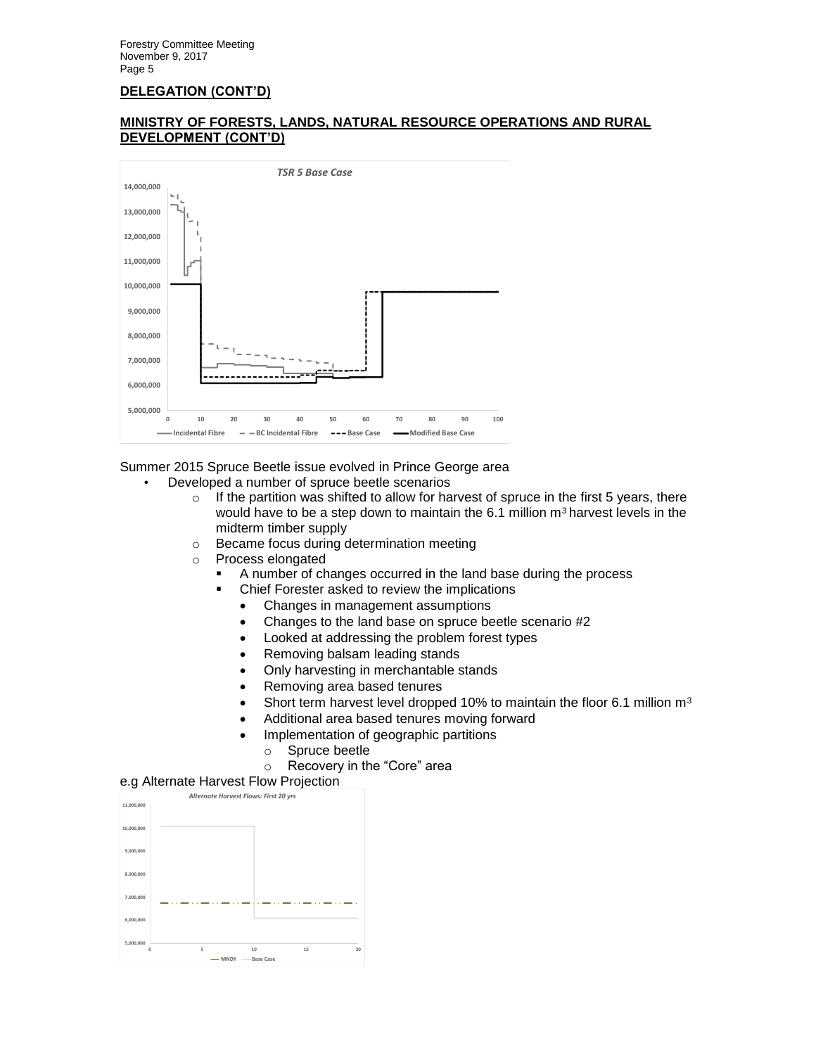## DELEGATION (CONT'D)

### MINISTRY OF FORESTS, LANDS, NATURAL RESOURCE OPERATIONS AND RURAL DEVELOPMENT (CONT'D)

Summer 2015 Spruce Beetle issue evolved in Prince George area

- Developed a number of spruce beetle scenarios
  - If the partition was shifted to allow for harvest of spruce in the first 5 years, there would have to be a step down to maintain the 6.1 million $m^3$ harvest levels in the midterm timber supply
  - Became focus during determination meeting
  - Process elongated
    - A number of changes occurred in the land base during the process
    - Chief Forester asked to review the implications
      - Changes in management assumptions
      - Changes to the land base on spruce beetle scenario #2
      - Looked at addressing the problem forest types
      - Removing balsam leading stands
      - Only harvesting in merchantable stands
      - Removing area based tenures
      - Short term harvest level dropped 10% to maintain the floor 6.1 million $m^3$
      - Additional area based tenures moving forward
      - Implementation of geographic partitions
        - Spruce beetle
        - Recovery in the "Core" area

e.g Alternate Harvest Flow Projection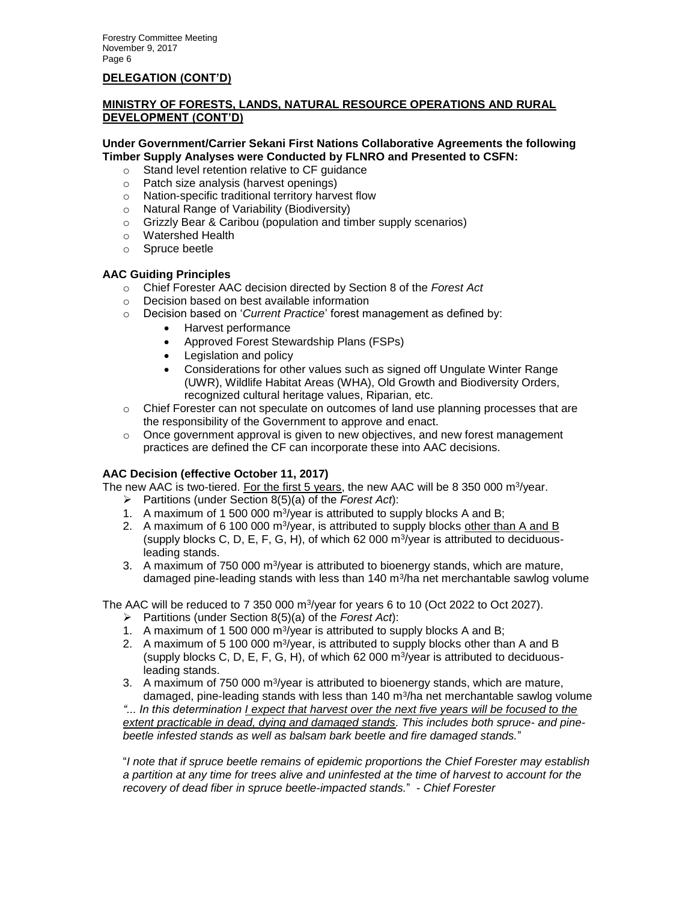## DELEGATION (CONT'D)

## MINISTRY OF FORESTS, LANDS, NATURAL RESOURCE OPERATIONS AND RURAL DEVELOPMENT (CONT'D)

**Under Government/Carrier Sekani First Nations Collaborative Agreements the following Timber Supply Analyses were Conducted by FLNRO and Presented to CSFN:**

- Stand level retention relative to CF guidance
- Patch size analysis (harvest openings)
- Nation-specific traditional territory harvest flow
- Natural Range of Variability (Biodiversity)
- Grizzly Bear & Caribou (population and timber supply scenarios)
- Watershed Health
- Spruce beetle

**AAC Guiding Principles**

- Chief Forester AAC decision directed by Section 8 of the *Forest Act*
- Decision based on best available information
- Decision based on '*Current Practice*' forest management as defined by:
  - Harvest performance
  - Approved Forest Stewardship Plans (FSPs)
  - Legislation and policy
  - Considerations for other values such as signed off Ungulate Winter Range (UWR), Wildlife Habitat Areas (WHA), Old Growth and Biodiversity Orders, recognized cultural heritage values, Riparian, etc.
- Chief Forester can not speculate on outcomes of land use planning processes that are the responsibility of the Government to approve and enact.
- Once government approval is given to new objectives, and new forest management practices are defined the CF can incorporate these into AAC decisions.

**AAC Decision (effective October 11, 2017)**

The new AAC is two-tiered. For the first 5 years, the new AAC will be 8 350 000 $m^3$/year.

- Partitions (under Section 8(5)(a) of the *Forest Act*):

1. A maximum of 1 500 000 $m^3$/year is attributed to supply blocks A and B;
2. A maximum of 6 100 000 $m^3$/year, is attributed to supply blocks other than A and B (supply blocks C, D, E, F, G, H), of which 62 000 $m^3$/year is attributed to deciduous-leading stands.
3. A maximum of 750 000 $m^3$/year is attributed to bioenergy stands, which are mature, damaged pine-leading stands with less than 140 $m^3$/ha net merchantable sawlog volume

The AAC will be reduced to 7 350 000 $m^3$/year for years 6 to 10 (Oct 2022 to Oct 2027).

- Partitions (under Section 8(5)(a) of the *Forest Act*):

1. A maximum of 1 500 000 $m^3$/year is attributed to supply blocks A and B;
2. A maximum of 5 100 000 $m^3$/year, is attributed to supply blocks other than A and B (supply blocks C, D, E, F, G, H), of which 62 000 $m^3$/year is attributed to deciduous-leading stands.
3. A maximum of 750 000 $m^3$/year is attributed to bioenergy stands, which are mature, damaged, pine-leading stands with less than 140 $m^3$/ha net merchantable sawlog volume

*"... In this determination I expect that harvest over the next five years will be focused to the extent practicable in dead, dying and damaged stands. This includes both spruce- and pine-beetle infested stands as well as balsam bark beetle and fire damaged stands.*"

"*I note that if spruce beetle remains of epidemic proportions the Chief Forester may establish a partition at any time for trees alive and uninfested at the time of harvest to account for the recovery of dead fiber in spruce beetle-impacted stands.*" *- Chief Forester*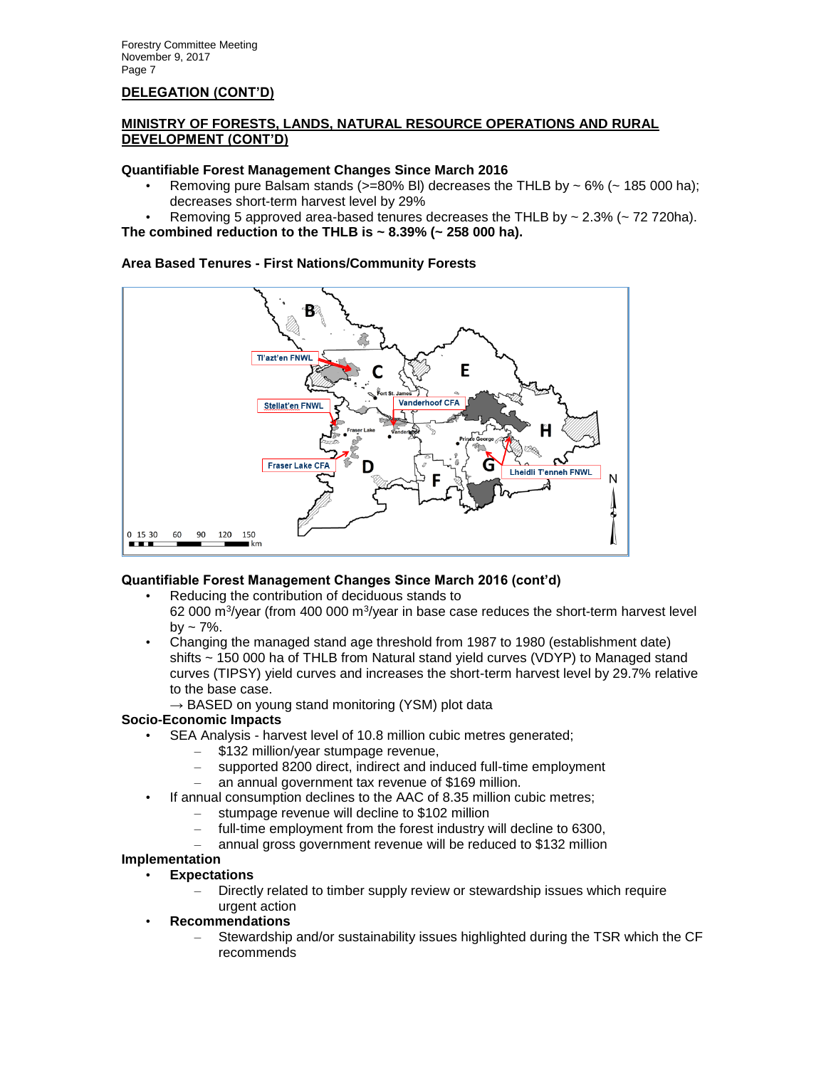**DELEGATION (CONT'D)**

**MINISTRY OF FORESTS, LANDS, NATURAL RESOURCE OPERATIONS AND RURAL DEVELOPMENT (CONT'D)**

**Quantifiable Forest Management Changes Since March 2016**

- Removing pure Balsam stands (>=80% Bl) decreases the THLB by ~ 6% (~ 185 000 ha); decreases short-term harvest level by 29%
- Removing 5 approved area-based tenures decreases the THLB by ~ 2.3% (~ 72 720ha).

**The combined reduction to the THLB is ~ 8.39% (~ 258 000 ha).**

**Area Based Tenures - First Nations/Community Forests**

**Quantifiable Forest Management Changes Since March 2016 (cont'd)**

- Reducing the contribution of deciduous stands to 62 000 m$^3$/year (from 400 000 m$^3$/year in base case reduces the short-term harvest level by ~ 7%.
- Changing the managed stand age threshold from 1987 to 1980 (establishment date) shifts ~ 150 000 ha of THLB from Natural stand yield curves (VDYP) to Managed stand curves (TIPSY) yield curves and increases the short-term harvest level by 29.7% relative to the base case.
  → BASED on young stand monitoring (YSM) plot data

**Socio-Economic Impacts**

- SEA Analysis - harvest level of 10.8 million cubic metres generated;
  - $132 million/year stumpage revenue,
  - supported 8200 direct, indirect and induced full-time employment
  - an annual government tax revenue of $169 million.
- If annual consumption declines to the AAC of 8.35 million cubic metres;
  - stumpage revenue will decline to $102 million
  - full-time employment from the forest industry will decline to 6300,
  - annual gross government revenue will be reduced to $132 million

**Implementation**

- **Expectations**
  - Directly related to timber supply review or stewardship issues which require urgent action
- **Recommendations**
  - Stewardship and/or sustainability issues highlighted during the TSR which the CF recommends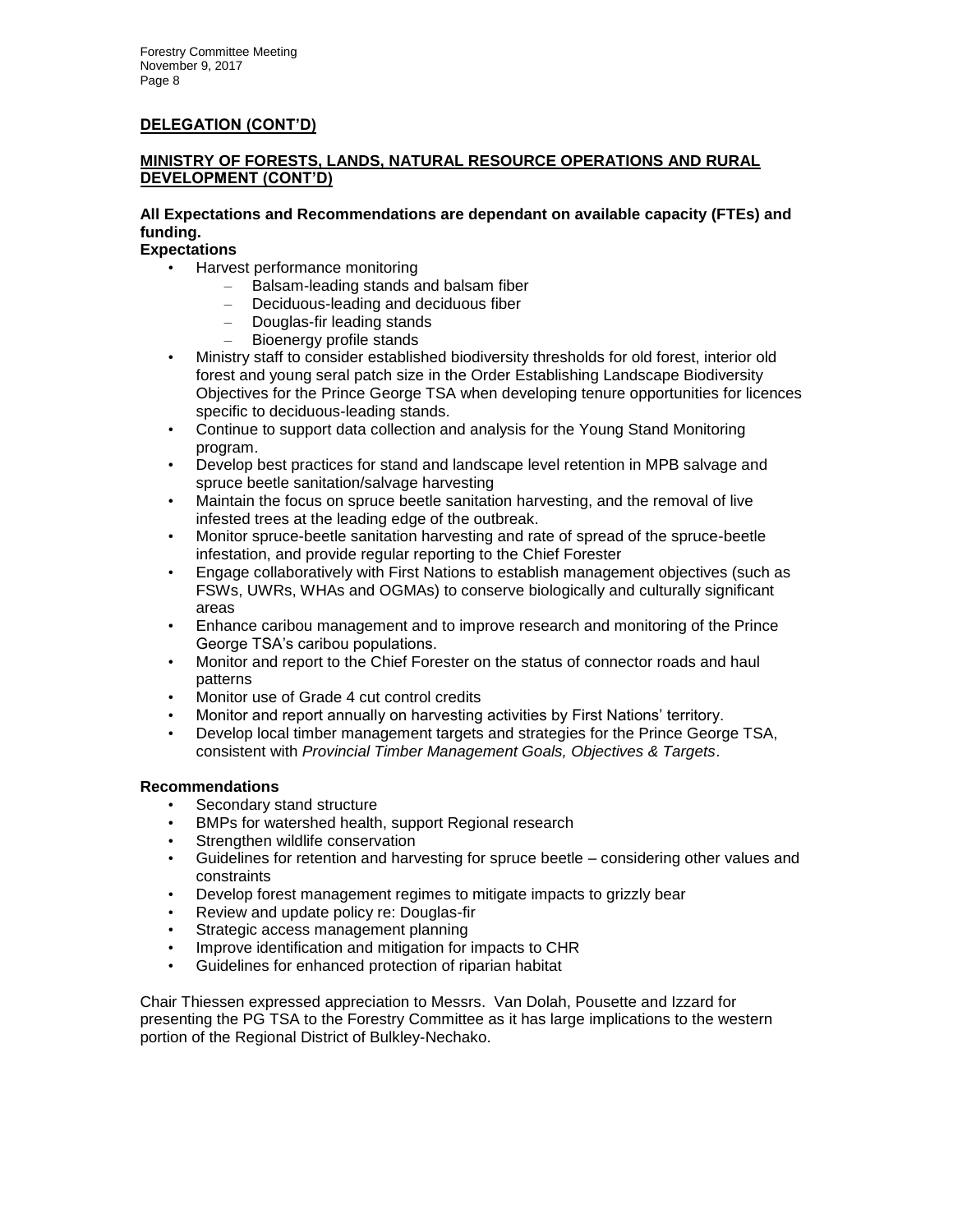## DELEGATION (CONT'D)

### MINISTRY OF FORESTS, LANDS, NATURAL RESOURCE OPERATIONS AND RURAL DEVELOPMENT (CONT'D)

**All Expectations and Recommendations are dependant on available capacity (FTEs) and funding.**

**Expectations**

- Harvest performance monitoring
  - Balsam-leading stands and balsam fiber
  - Deciduous-leading and deciduous fiber
  - Douglas-fir leading stands
  - Bioenergy profile stands
- Ministry staff to consider established biodiversity thresholds for old forest, interior old forest and young seral patch size in the Order Establishing Landscape Biodiversity Objectives for the Prince George TSA when developing tenure opportunities for licences specific to deciduous-leading stands.
- Continue to support data collection and analysis for the Young Stand Monitoring program.
- Develop best practices for stand and landscape level retention in MPB salvage and spruce beetle sanitation/salvage harvesting
- Maintain the focus on spruce beetle sanitation harvesting, and the removal of live infested trees at the leading edge of the outbreak.
- Monitor spruce-beetle sanitation harvesting and rate of spread of the spruce-beetle infestation, and provide regular reporting to the Chief Forester
- Engage collaboratively with First Nations to establish management objectives (such as FSWs, UWRs, WHAs and OGMAs) to conserve biologically and culturally significant areas
- Enhance caribou management and to improve research and monitoring of the Prince George TSA's caribou populations.
- Monitor and report to the Chief Forester on the status of connector roads and haul patterns
- Monitor use of Grade 4 cut control credits
- Monitor and report annually on harvesting activities by First Nations' territory.
- Develop local timber management targets and strategies for the Prince George TSA, consistent with *Provincial Timber Management Goals, Objectives & Targets*.

**Recommendations**

- Secondary stand structure
- BMPs for watershed health, support Regional research
- Strengthen wildlife conservation
- Guidelines for retention and harvesting for spruce beetle – considering other values and constraints
- Develop forest management regimes to mitigate impacts to grizzly bear
- Review and update policy re: Douglas-fir
- Strategic access management planning
- Improve identification and mitigation for impacts to CHR
- Guidelines for enhanced protection of riparian habitat

Chair Thiessen expressed appreciation to Messrs. Van Dolah, Pousette and Izzard for presenting the PG TSA to the Forestry Committee as it has large implications to the western portion of the Regional District of Bulkley-Nechako.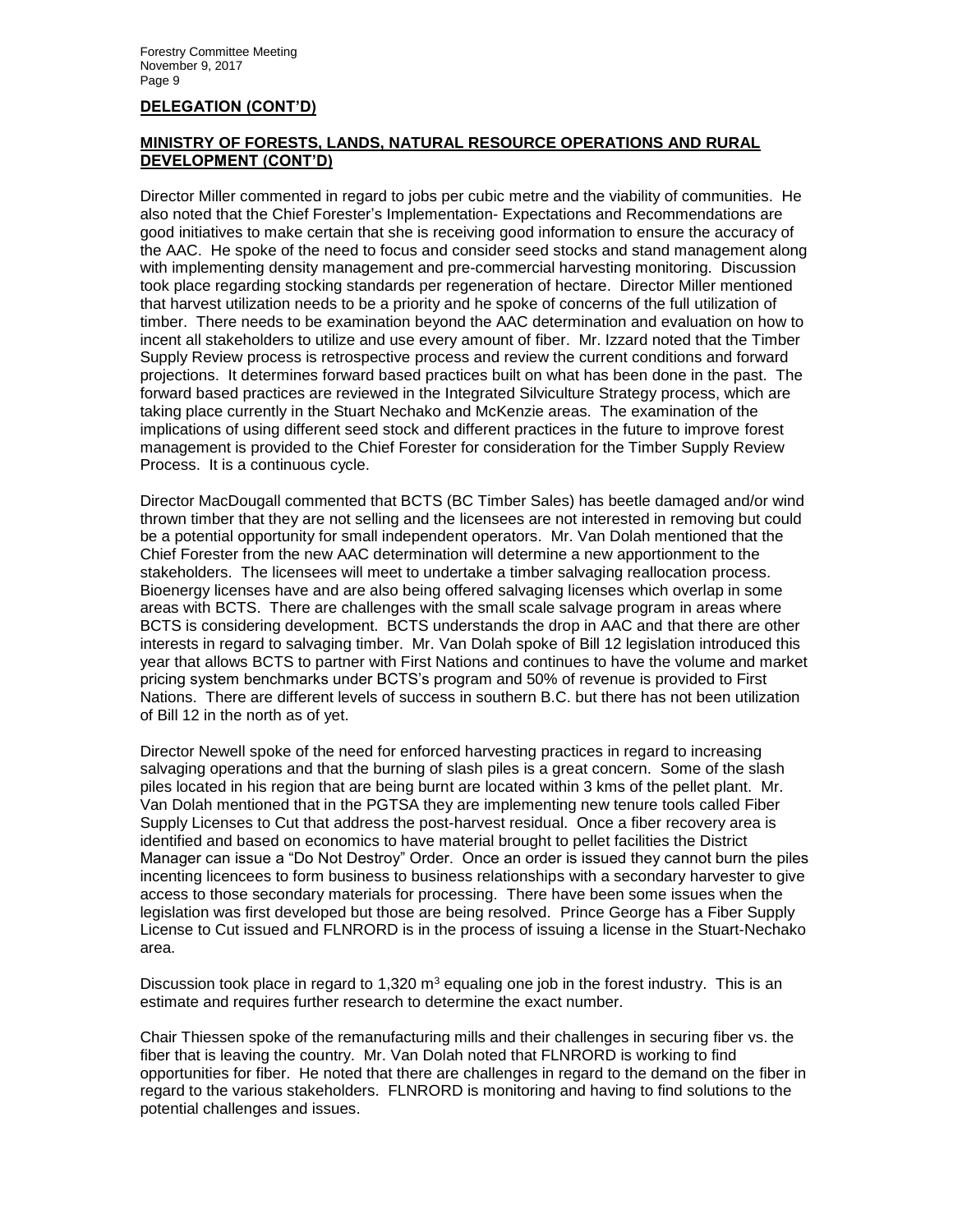**DELEGATION (CONT'D)**

**MINISTRY OF FORESTS, LANDS, NATURAL RESOURCE OPERATIONS AND RURAL DEVELOPMENT (CONT'D)**

Director Miller commented in regard to jobs per cubic metre and the viability of communities. He also noted that the Chief Forester's Implementation- Expectations and Recommendations are good initiatives to make certain that she is receiving good information to ensure the accuracy of the AAC. He spoke of the need to focus and consider seed stocks and stand management along with implementing density management and pre-commercial harvesting monitoring. Discussion took place regarding stocking standards per regeneration of hectare. Director Miller mentioned that harvest utilization needs to be a priority and he spoke of concerns of the full utilization of timber. There needs to be examination beyond the AAC determination and evaluation on how to incent all stakeholders to utilize and use every amount of fiber. Mr. Izzard noted that the Timber Supply Review process is retrospective process and review the current conditions and forward projections. It determines forward based practices built on what has been done in the past. The forward based practices are reviewed in the Integrated Silviculture Strategy process, which are taking place currently in the Stuart Nechako and McKenzie areas. The examination of the implications of using different seed stock and different practices in the future to improve forest management is provided to the Chief Forester for consideration for the Timber Supply Review Process. It is a continuous cycle.

Director MacDougall commented that BCTS (BC Timber Sales) has beetle damaged and/or wind thrown timber that they are not selling and the licensees are not interested in removing but could be a potential opportunity for small independent operators. Mr. Van Dolah mentioned that the Chief Forester from the new AAC determination will determine a new apportionment to the stakeholders. The licensees will meet to undertake a timber salvaging reallocation process. Bioenergy licenses have and are also being offered salvaging licenses which overlap in some areas with BCTS. There are challenges with the small scale salvage program in areas where BCTS is considering development. BCTS understands the drop in AAC and that there are other interests in regard to salvaging timber. Mr. Van Dolah spoke of Bill 12 legislation introduced this year that allows BCTS to partner with First Nations and continues to have the volume and market pricing system benchmarks under BCTS's program and 50% of revenue is provided to First Nations. There are different levels of success in southern B.C. but there has not been utilization of Bill 12 in the north as of yet.

Director Newell spoke of the need for enforced harvesting practices in regard to increasing salvaging operations and that the burning of slash piles is a great concern. Some of the slash piles located in his region that are being burnt are located within 3 kms of the pellet plant. Mr. Van Dolah mentioned that in the PGTSA they are implementing new tenure tools called Fiber Supply Licenses to Cut that address the post-harvest residual. Once a fiber recovery area is identified and based on economics to have material brought to pellet facilities the District Manager can issue a "Do Not Destroy" Order. Once an order is issued they cannot burn the piles incenting licencees to form business to business relationships with a secondary harvester to give access to those secondary materials for processing. There have been some issues when the legislation was first developed but those are being resolved. Prince George has a Fiber Supply License to Cut issued and FLNRORD is in the process of issuing a license in the Stuart-Nechako area.

Discussion took place in regard to 1,320 $m^3$ equaling one job in the forest industry. This is an estimate and requires further research to determine the exact number.

Chair Thiessen spoke of the remanufacturing mills and their challenges in securing fiber vs. the fiber that is leaving the country. Mr. Van Dolah noted that FLNRORD is working to find opportunities for fiber. He noted that there are challenges in regard to the demand on the fiber in regard to the various stakeholders. FLNRORD is monitoring and having to find solutions to the potential challenges and issues.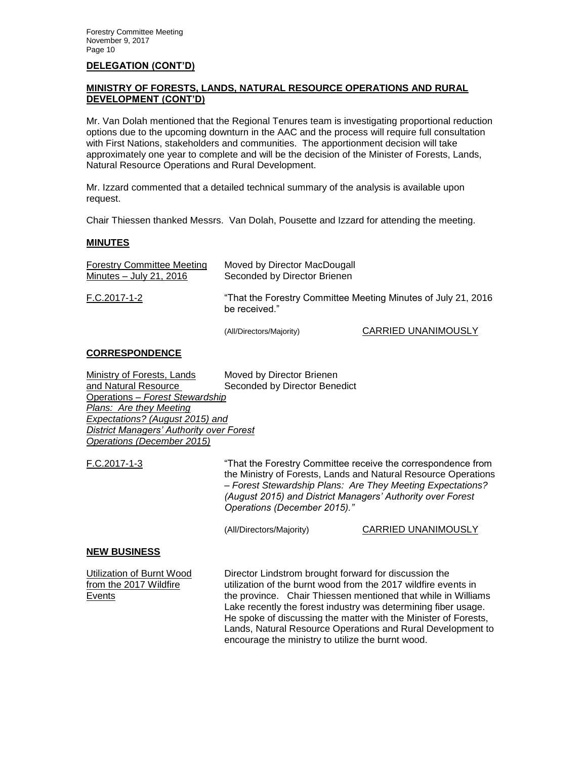**DELEGATION (CONT'D)**

**MINISTRY OF FORESTS, LANDS, NATURAL RESOURCE OPERATIONS AND RURAL DEVELOPMENT (CONT'D)**

Mr. Van Dolah mentioned that the Regional Tenures team is investigating proportional reduction options due to the upcoming downturn in the AAC and the process will require full consultation with First Nations, stakeholders and communities. The apportionment decision will take approximately one year to complete and will be the decision of the Minister of Forests, Lands, Natural Resource Operations and Rural Development.

Mr. Izzard commented that a detailed technical summary of the analysis is available upon request.

Chair Thiessen thanked Messrs. Van Dolah, Pousette and Izzard for attending the meeting.

## MINUTES

Forestry Committee Meeting Minutes – July 21, 2016

Moved by Director MacDougall
Seconded by Director Brienen

F.C.2017-1-2

"That the Forestry Committee Meeting Minutes of July 21, 2016 be received."

(All/Directors/Majority) CARRIED UNANIMOUSLY

## CORRESPONDENCE

Ministry of Forests, Lands and Natural Resource Operations – *Forest Stewardship Plans: Are they Meeting Expectations? (August 2015) and District Managers' Authority over Forest Operations (December 2015)*

Moved by Director Brienen
Seconded by Director Benedict

F.C.2017-1-3

"That the Forestry Committee receive the correspondence from the Ministry of Forests, Lands and Natural Resource Operations – *Forest Stewardship Plans: Are They Meeting Expectations? (August 2015) and District Managers' Authority over Forest Operations (December 2015)."*

(All/Directors/Majority) CARRIED UNANIMOUSLY

## NEW BUSINESS

Utilization of Burnt Wood from the 2017 Wildfire Events

Director Lindstrom brought forward for discussion the utilization of the burnt wood from the 2017 wildfire events in the province. Chair Thiessen mentioned that while in Williams Lake recently the forest industry was determining fiber usage. He spoke of discussing the matter with the Minister of Forests, Lands, Natural Resource Operations and Rural Development to encourage the ministry to utilize the burnt wood.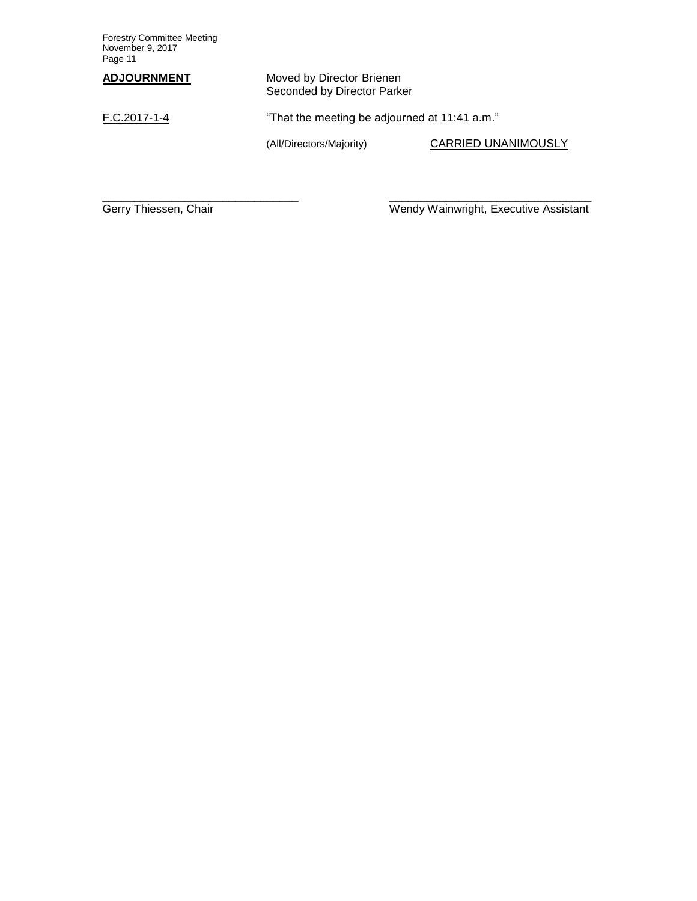**ADJOURNMENT** Moved by Director Brienen
Seconded by Director Parker

F.C.2017-1-4 "That the meeting be adjourned at 11:41 a.m."

(All/Directors/Majority) CARRIED UNANIMOUSLY

\_\_\_\_\_\_\_\_\_\_\_\_\_\_\_\_\_\_\_\_\_\_\_\_\_\_\_\_\_\_
Gerry Thiessen, Chair

\_\_\_\_\_\_\_\_\_\_\_\_\_\_\_\_\_\_\_\_\_\_\_\_\_\_\_\_\_\_
Wendy Wainwright, Executive Assistant